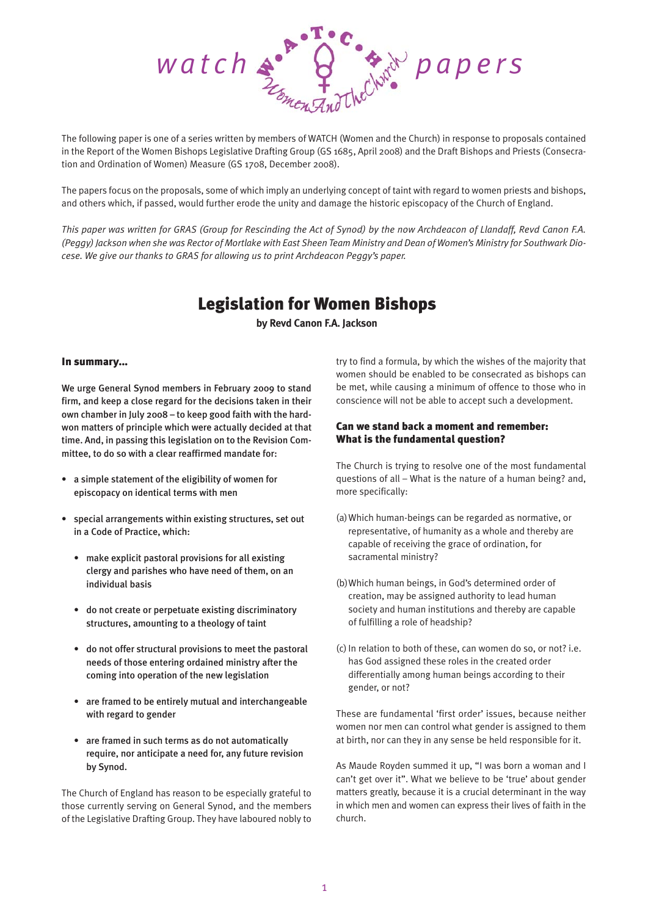watch papers

The following paper is one of a series written by members of WATCH (Women and the Church) in response to proposals contained in the Report of the Women Bishops Legislative Drafting Group (GS 1685, April 2008) and the Draft Bishops and Priests (Consecration and Ordination of Women) Measure (GS 1708, December 2008).

The papers focus on the proposals, some of which imply an underlying concept of taint with regard to women priests and bishops, and others which, if passed, would further erode the unity and damage the historic episcopacy of the Church of England.

*This paper was written for GRAS (Group for Rescinding the Act of Synod) by the now Archdeacon of Llandaff, Revd Canon F.A. (Peggy) Jackson when she was Rector of Mortlake with East Sheen Team Ministry and Dean of Women's Ministry for Southwark Diocese. We give our thanks to GRAS for allowing us to print Archdeacon Peggy's paper.*

# Legislation for Women Bishops

**by Revd Canon F.A. Jackson**

### In summary...

We urge General Synod members in February 2009 to stand firm, and keep a close regard for the decisions taken in their own chamber in July 2008 – to keep good faith with the hard-won matters of principle which were actually decided at that time. And, in passing this legislation on to the Revision Committee, to do so with a clear reaffirmed mandate for:

- a simple statement of the eligibility of women for episcopacy on identical terms with men
- special arrangements within existing structures, set out in a Code of Practice, which:
  - make explicit pastoral provisions for all existing clergy and parishes who have need of them, on an individual basis
  - do not create or perpetuate existing discriminatory structures, amounting to a theology of taint
  - do not offer structural provisions to meet the pastoral needs of those entering ordained ministry after the coming into operation of the new legislation
  - are framed to be entirely mutual and interchangeable with regard to gender
  - are framed in such terms as do not automatically require, nor anticipate a need for, any future revision by Synod.

The Church of England has reason to be especially grateful to those currently serving on General Synod, and the members of the Legislative Drafting Group. They have laboured nobly to try to find a formula, by which the wishes of the majority that women should be enabled to be consecrated as bishops can be met, while causing a minimum of offence to those who in conscience will not be able to accept such a development.

### Can we stand back a moment and remember: What is the fundamental question?

The Church is trying to resolve one of the most fundamental questions of all – What is the nature of a human being? and, more specifically:

(a) Which human-beings can be regarded as normative, or representative, of humanity as a whole and thereby are capable of receiving the grace of ordination, for sacramental ministry?

(b) Which human beings, in God's determined order of creation, may be assigned authority to lead human society and human institutions and thereby are capable of fulfilling a role of headship?

(c) In relation to both of these, can women do so, or not? i.e. has God assigned these roles in the created order differentially among human beings according to their gender, or not?

These are fundamental 'first order' issues, because neither women nor men can control what gender is assigned to them at birth, nor can they in any sense be held responsible for it.

As Maude Royden summed it up, "I was born a woman and I can't get over it". What we believe to be 'true' about gender matters greatly, because it is a crucial determinant in the way in which men and women can express their lives of faith in the church.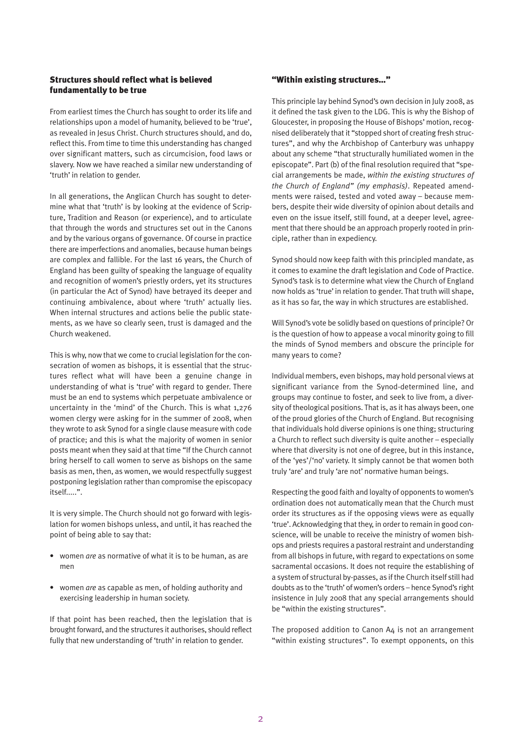## Structures should reflect what is believed fundamentally to be true

From earliest times the Church has sought to order its life and relationships upon a model of humanity, believed to be 'true', as revealed in Jesus Christ. Church structures should, and do, reflect this. From time to time this understanding has changed over significant matters, such as circumcision, food laws or slavery. Now we have reached a similar new understanding of 'truth' in relation to gender.

In all generations, the Anglican Church has sought to determine what that 'truth' is by looking at the evidence of Scripture, Tradition and Reason (or experience), and to articulate that through the words and structures set out in the Canons and by the various organs of governance. Of course in practice there are imperfections and anomalies, because human beings are complex and fallible. For the last 16 years, the Church of England has been guilty of speaking the language of equality and recognition of women's priestly orders, yet its structures (in particular the Act of Synod) have betrayed its deeper and continuing ambivalence, about where 'truth' actually lies. When internal structures and actions belie the public statements, as we have so clearly seen, trust is damaged and the Church weakened.

This is why, now that we come to crucial legislation for the consecration of women as bishops, it is essential that the structures reflect what will have been a genuine change in understanding of what is 'true' with regard to gender. There must be an end to systems which perpetuate ambivalence or uncertainty in the 'mind' of the Church. This is what 1,276 women clergy were asking for in the summer of 2008, when they wrote to ask Synod for a single clause measure with code of practice; and this is what the majority of women in senior posts meant when they said at that time "If the Church cannot bring herself to call women to serve as bishops on the same basis as men, then, as women, we would respectfully suggest postponing legislation rather than compromise the episcopacy itself.....".

It is very simple. The Church should not go forward with legislation for women bishops unless, and until, it has reached the point of being able to say that:

- women *are* as normative of what it is to be human, as are men
- women *are* as capable as men, of holding authority and exercising leadership in human society.

If that point has been reached, then the legislation that is brought forward, and the structures it authorises, should reflect fully that new understanding of 'truth' in relation to gender.

## "Within existing structures..."

This principle lay behind Synod's own decision in July 2008, as it defined the task given to the LDG. This is why the Bishop of Gloucester, in proposing the House of Bishops' motion, recognised deliberately that it "stopped short of creating fresh structures", and why the Archbishop of Canterbury was unhappy about any scheme "that structurally humiliated women in the episcopate". Part (b) of the final resolution required that "special arrangements be made, *within the existing structures of the Church of England" (my emphasis)*. Repeated amendments were raised, tested and voted away – because members, despite their wide diversity of opinion about details and even on the issue itself, still found, at a deeper level, agreement that there should be an approach properly rooted in principle, rather than in expediency.

Synod should now keep faith with this principled mandate, as it comes to examine the draft legislation and Code of Practice. Synod's task is to determine what view the Church of England now holds as 'true' in relation to gender. That truth will shape, as it has so far, the way in which structures are established.

Will Synod's vote be solidly based on questions of principle? Or is the question of how to appease a vocal minority going to fill the minds of Synod members and obscure the principle for many years to come?

Individual members, even bishops, may hold personal views at significant variance from the Synod-determined line, and groups may continue to foster, and seek to live from, a diversity of theological positions. That is, as it has always been, one of the proud glories of the Church of England. But recognising that individuals hold diverse opinions is one thing; structuring a Church to reflect such diversity is quite another – especially where that diversity is not one of degree, but in this instance, of the 'yes'/'no' variety. It simply cannot be that women both truly 'are' and truly 'are not' normative human beings.

Respecting the good faith and loyalty of opponents to women's ordination does not automatically mean that the Church must order its structures as if the opposing views were as equally 'true'. Acknowledging that they, in order to remain in good conscience, will be unable to receive the ministry of women bishops and priests requires a pastoral restraint and understanding from all bishops in future, with regard to expectations on some sacramental occasions. It does not require the establishing of a system of structural by-passes, as if the Church itself still had doubts as to the 'truth' of women's orders – hence Synod's right insistence in July 2008 that any special arrangements should be "within the existing structures".

The proposed addition to Canon A4 is not an arrangement "within existing structures". To exempt opponents, on this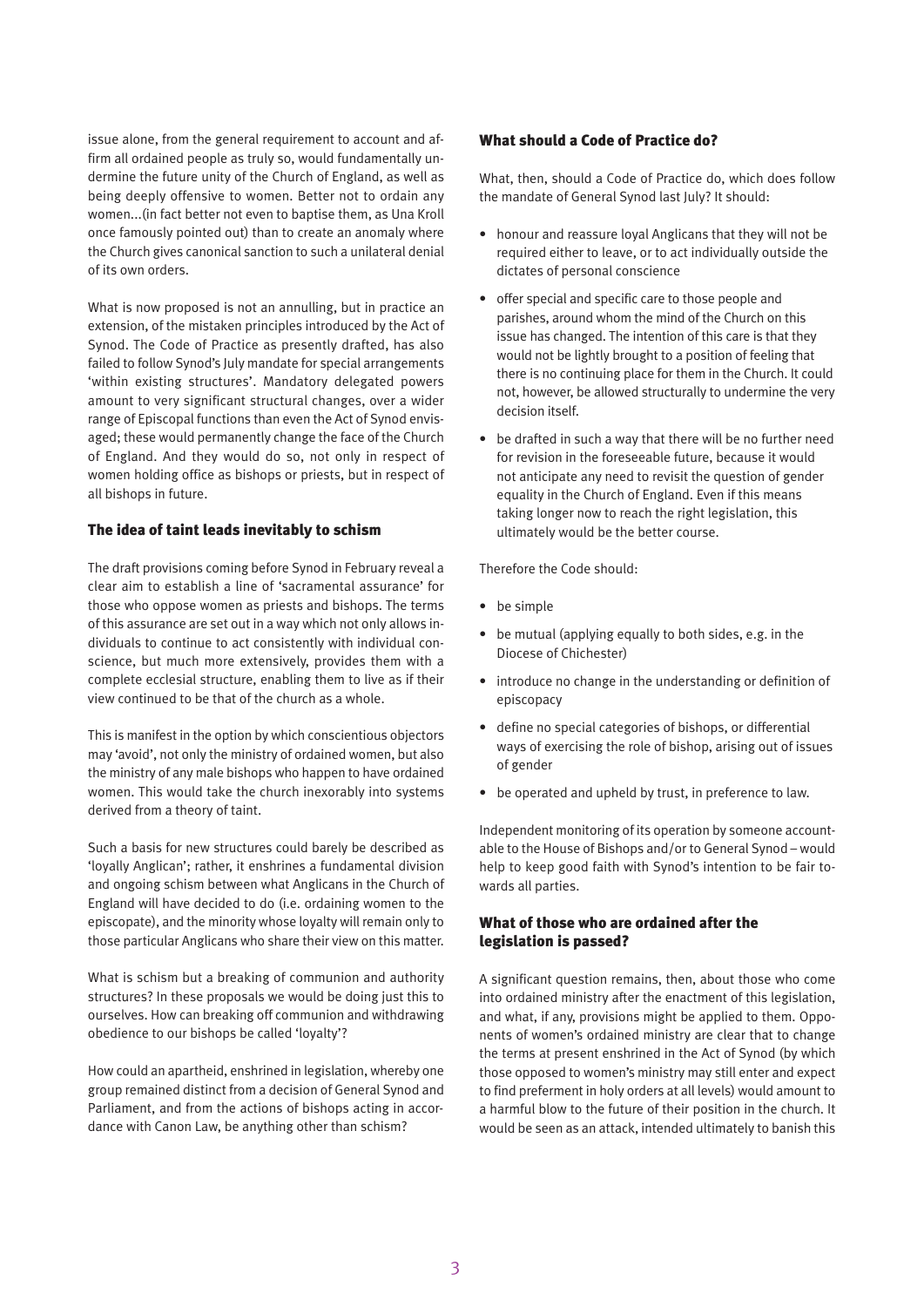issue alone, from the general requirement to account and affirm all ordained people as truly so, would fundamentally undermine the future unity of the Church of England, as well as being deeply offensive to women. Better not to ordain any women...(in fact better not even to baptise them, as Una Kroll once famously pointed out) than to create an anomaly where the Church gives canonical sanction to such a unilateral denial of its own orders.

What is now proposed is not an annulling, but in practice an extension, of the mistaken principles introduced by the Act of Synod. The Code of Practice as presently drafted, has also failed to follow Synod's July mandate for special arrangements 'within existing structures'. Mandatory delegated powers amount to very significant structural changes, over a wider range of Episcopal functions than even the Act of Synod envisaged; these would permanently change the face of the Church of England. And they would do so, not only in respect of women holding office as bishops or priests, but in respect of all bishops in future.

## The idea of taint leads inevitably to schism

The draft provisions coming before Synod in February reveal a clear aim to establish a line of 'sacramental assurance' for those who oppose women as priests and bishops. The terms of this assurance are set out in a way which not only allows individuals to continue to act consistently with individual conscience, but much more extensively, provides them with a complete ecclesial structure, enabling them to live as if their view continued to be that of the church as a whole.

This is manifest in the option by which conscientious objectors may 'avoid', not only the ministry of ordained women, but also the ministry of any male bishops who happen to have ordained women. This would take the church inexorably into systems derived from a theory of taint.

Such a basis for new structures could barely be described as 'loyally Anglican'; rather, it enshrines a fundamental division and ongoing schism between what Anglicans in the Church of England will have decided to do (i.e. ordaining women to the episcopate), and the minority whose loyalty will remain only to those particular Anglicans who share their view on this matter.

What is schism but a breaking of communion and authority structures? In these proposals we would be doing just this to ourselves. How can breaking off communion and withdrawing obedience to our bishops be called 'loyalty'?

How could an apartheid, enshrined in legislation, whereby one group remained distinct from a decision of General Synod and Parliament, and from the actions of bishops acting in accordance with Canon Law, be anything other than schism?

## What should a Code of Practice do?

What, then, should a Code of Practice do, which does follow the mandate of General Synod last July? It should:

- honour and reassure loyal Anglicans that they will not be required either to leave, or to act individually outside the dictates of personal conscience
- offer special and specific care to those people and parishes, around whom the mind of the Church on this issue has changed. The intention of this care is that they would not be lightly brought to a position of feeling that there is no continuing place for them in the Church. It could not, however, be allowed structurally to undermine the very decision itself.
- be drafted in such a way that there will be no further need for revision in the foreseeable future, because it would not anticipate any need to revisit the question of gender equality in the Church of England. Even if this means taking longer now to reach the right legislation, this ultimately would be the better course.

Therefore the Code should:

- be simple
- be mutual (applying equally to both sides, e.g. in the Diocese of Chichester)
- introduce no change in the understanding or definition of episcopacy
- define no special categories of bishops, or differential ways of exercising the role of bishop, arising out of issues of gender
- be operated and upheld by trust, in preference to law.

Independent monitoring of its operation by someone accountable to the House of Bishops and/or to General Synod – would help to keep good faith with Synod's intention to be fair towards all parties.

## What of those who are ordained after the legislation is passed?

A significant question remains, then, about those who come into ordained ministry after the enactment of this legislation, and what, if any, provisions might be applied to them. Opponents of women's ordained ministry are clear that to change the terms at present enshrined in the Act of Synod (by which those opposed to women's ministry may still enter and expect to find preferment in holy orders at all levels) would amount to a harmful blow to the future of their position in the church. It would be seen as an attack, intended ultimately to banish this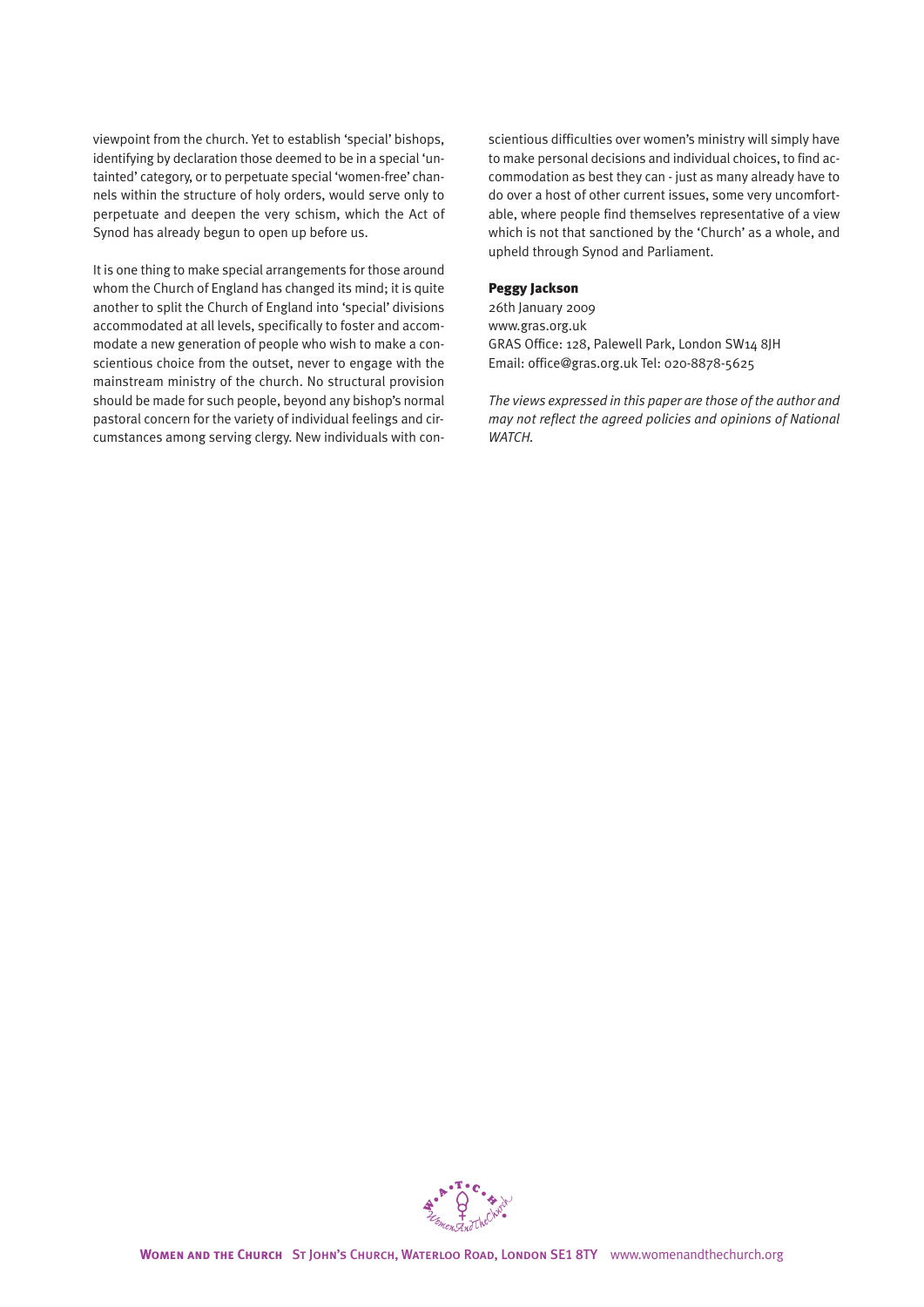viewpoint from the church. Yet to establish 'special' bishops, identifying by declaration those deemed to be in a special 'untainted' category, or to perpetuate special 'women-free' channels within the structure of holy orders, would serve only to perpetuate and deepen the very schism, which the Act of Synod has already begun to open up before us.

It is one thing to make special arrangements for those around whom the Church of England has changed its mind; it is quite another to split the Church of England into 'special' divisions accommodated at all levels, specifically to foster and accommodate a new generation of people who wish to make a conscientious choice from the outset, never to engage with the mainstream ministry of the church. No structural provision should be made for such people, beyond any bishop's normal pastoral concern for the variety of individual feelings and circumstances among serving clergy. New individuals with conscientious difficulties over women's ministry will simply have to make personal decisions and individual choices, to find accommodation as best they can - just as many already have to do over a host of other current issues, some very uncomfortable, where people find themselves representative of a view which is not that sanctioned by the 'Church' as a whole, and upheld through Synod and Parliament.

**Peggy Jackson**
26th January 2009
www.gras.org.uk
GRAS Office: 128, Palewell Park, London SW14 8JH
Email: office@gras.org.uk Tel: 020-8878-5625

*The views expressed in this paper are those of the author and may not reflect the agreed policies and opinions of National WATCH.*

**Women and the Church** **St John's Church, Waterloo Road, London SE1 8TY** www.womenandthechurch.org